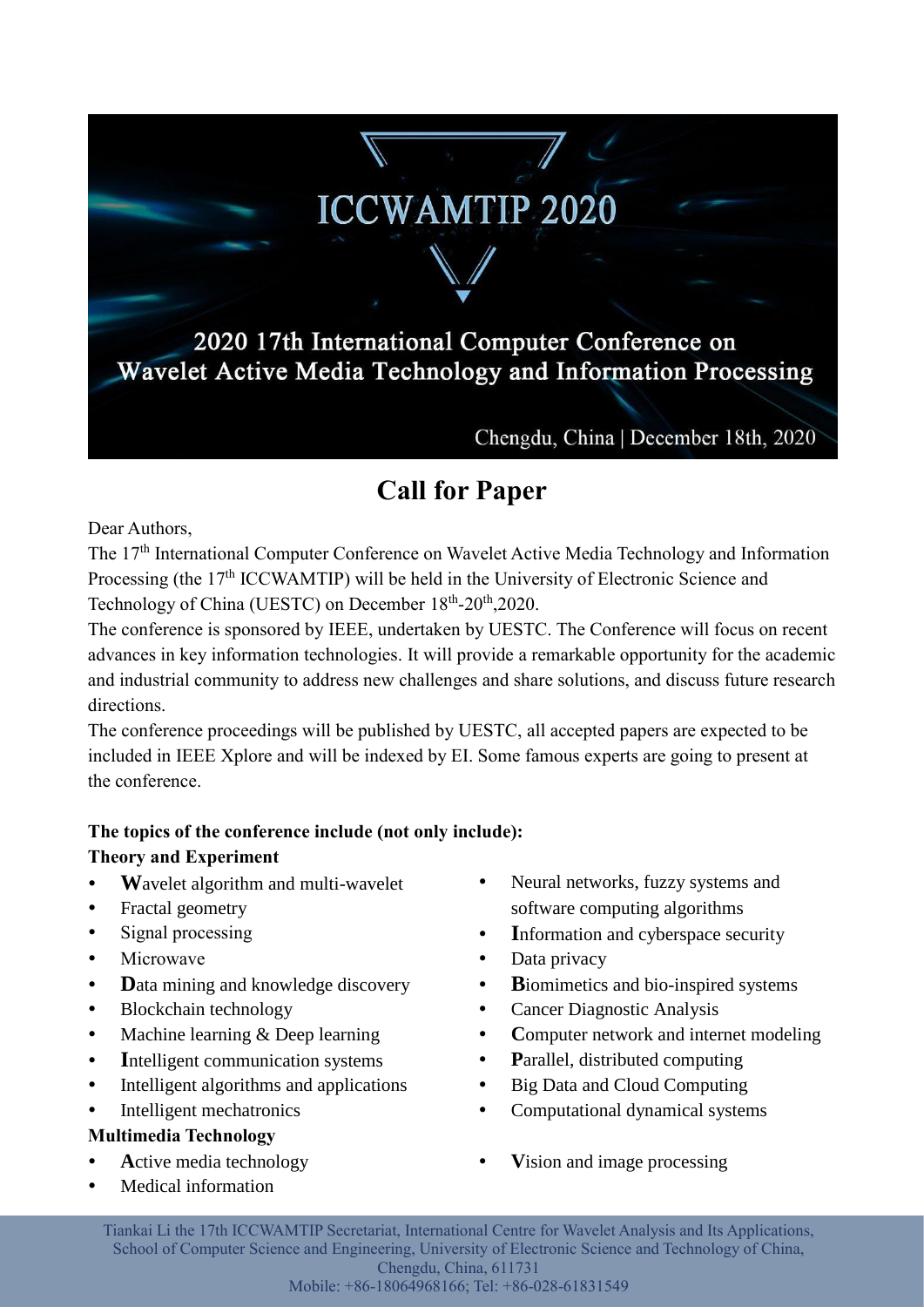# ICCWAMTIP 2020

## 2020 17th International Computer Conference on Wavelet Active Media Technology and Information Processing

Chengdu, China | December 18th, 2020

## Call for Paper

Dear Authors,

The 17th International Computer Conference on Wavelet Active Media Technology and Information Processing (the 17th ICCWAMTIP) will be held in the University of Electronic Science and Technology of China (UESTC) on December 18th-20th,2020.

The conference is sponsored by IEEE, undertaken by UESTC. The Conference will focus on recent advances in key information technologies. It will provide a remarkable opportunity for the academic and industrial community to address new challenges and share solutions, and discuss future research directions.

The conference proceedings will be published by UESTC, all accepted papers are expected to be included in IEEE Xplore and will be indexed by EI. Some famous experts are going to present at the conference.

**The topics of the conference include (not only include):**

**Theory and Experiment**

- **W**avelet algorithm and multi-wavelet
- Fractal geometry
- Signal processing
- Microwave
- **D**ata mining and knowledge discovery
- Blockchain technology
- Machine learning & Deep learning
- **I**ntelligent communication systems
- Intelligent algorithms and applications
- Intelligent mechatronics
- Neural networks, fuzzy systems and software computing algorithms
- **I**nformation and cyberspace security
- Data privacy
- **B**iomimetics and bio-inspired systems
- Cancer Diagnostic Analysis
- **C**omputer network and internet modeling
- **P**arallel, distributed computing
- Big Data and Cloud Computing
- Computational dynamical systems

**Multimedia Technology**

- **A**ctive media technology
- Medical information
- **V**ision and image processing

Tiankai Li the 17th ICCWAMTIP Secretariat, International Centre for Wavelet Analysis and Its Applications, School of Computer Science and Engineering, University of Electronic Science and Technology of China, Chengdu, China, 611731

Mobile: +86-18064968166; Tel: +86-028-61831549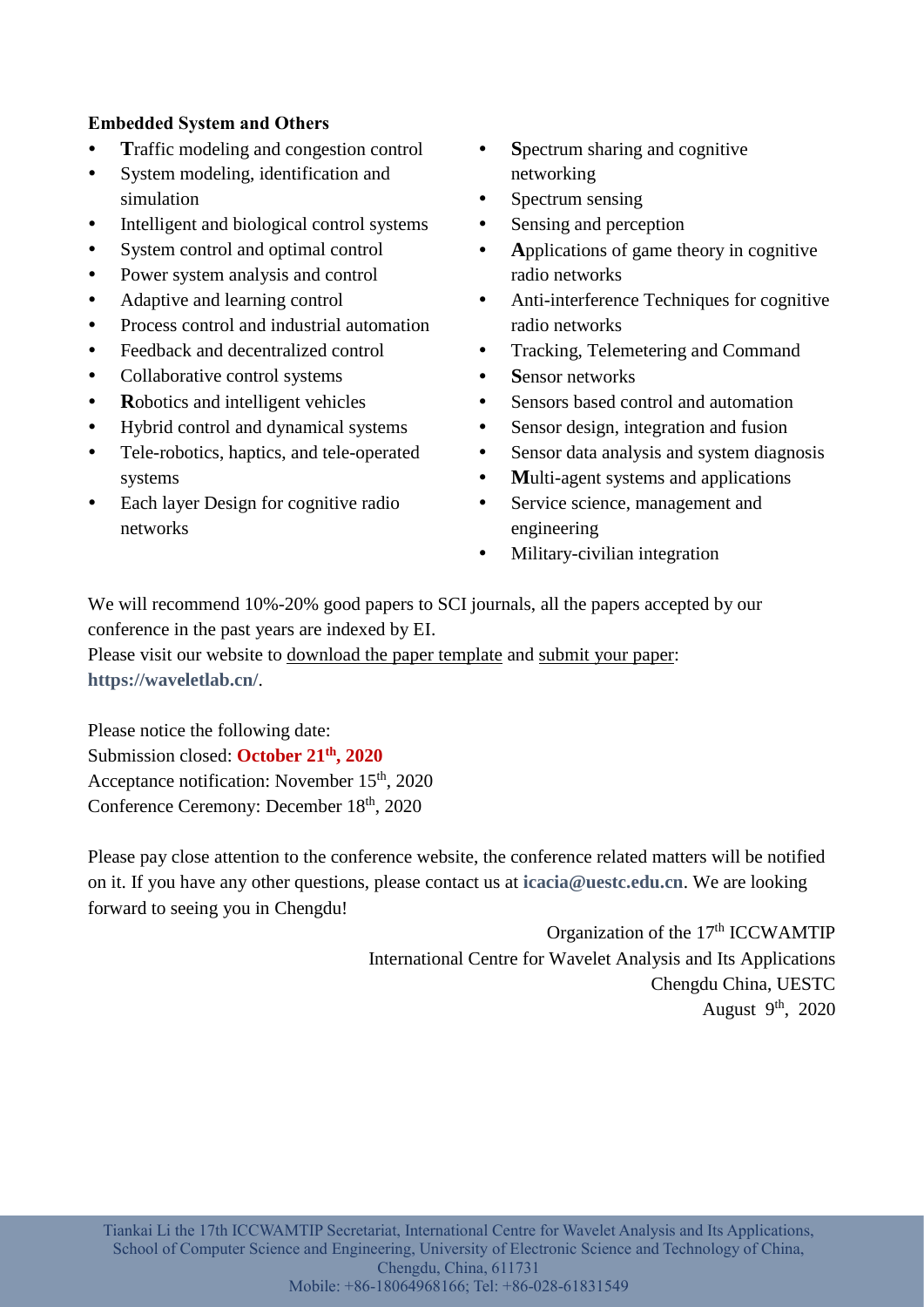**Embedded System and Others**

- **T**raffic modeling and congestion control
- System modeling, identification and simulation
- Intelligent and biological control systems
- System control and optimal control
- Power system analysis and control
- Adaptive and learning control
- Process control and industrial automation
- Feedback and decentralized control
- Collaborative control systems
- **R**obotics and intelligent vehicles
- Hybrid control and dynamical systems
- Tele-robotics, haptics, and tele-operated systems
- Each layer Design for cognitive radio networks
- **S**pectrum sharing and cognitive networking
- Spectrum sensing
- Sensing and perception
- **A**pplications of game theory in cognitive radio networks
- Anti-interference Techniques for cognitive radio networks
- Tracking, Telemetering and Command
- **S**ensor networks
- Sensors based control and automation
- Sensor design, integration and fusion
- Sensor data analysis and system diagnosis
- **M**ulti-agent systems and applications
- Service science, management and engineering
- Military-civilian integration

We will recommend 10%-20% good papers to SCI journals, all the papers accepted by our conference in the past years are indexed by EI.
Please visit our website to download the paper template and submit your paper: **https://waveletlab.cn/**.

Please notice the following date:
Submission closed: **October 21th, 2020**
Acceptance notification: November 15th, 2020
Conference Ceremony: December 18th, 2020

Please pay close attention to the conference website, the conference related matters will be notified on it. If you have any other questions, please contact us at **icacia@uestc.edu.cn**. We are looking forward to seeing you in Chengdu!

Organization of the 17th ICCWAMTIP
International Centre for Wavelet Analysis and Its Applications
Chengdu China, UESTC
August 9th, 2020

Tiankai Li the 17th ICCWAMTIP Secretariat, International Centre for Wavelet Analysis and Its Applications, School of Computer Science and Engineering, University of Electronic Science and Technology of China, Chengdu, China, 611731
Mobile: +86-18064968166; Tel: +86-028-61831549